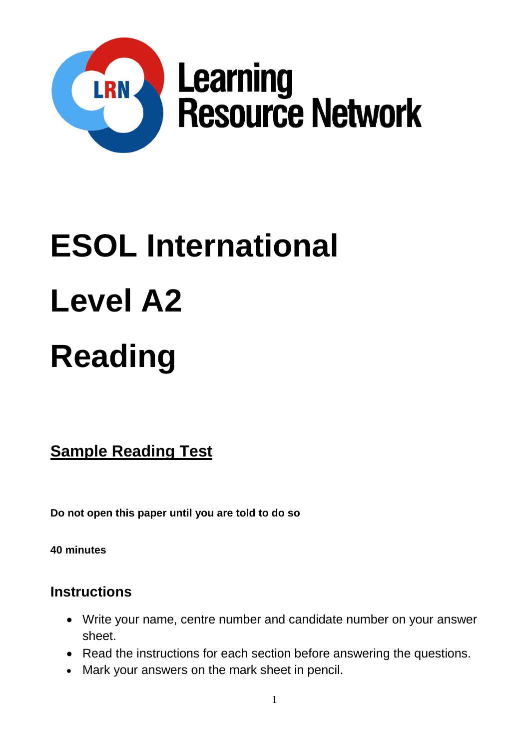LRN Learning Resource Network

# ESOL International

# Level A2

# Reading

## Sample Reading Test

**Do not open this paper until you are told to do so**

**40 minutes**

### Instructions

- Write your name, centre number and candidate number on your answer sheet.
- Read the instructions for each section before answering the questions.
- Mark your answers on the mark sheet in pencil.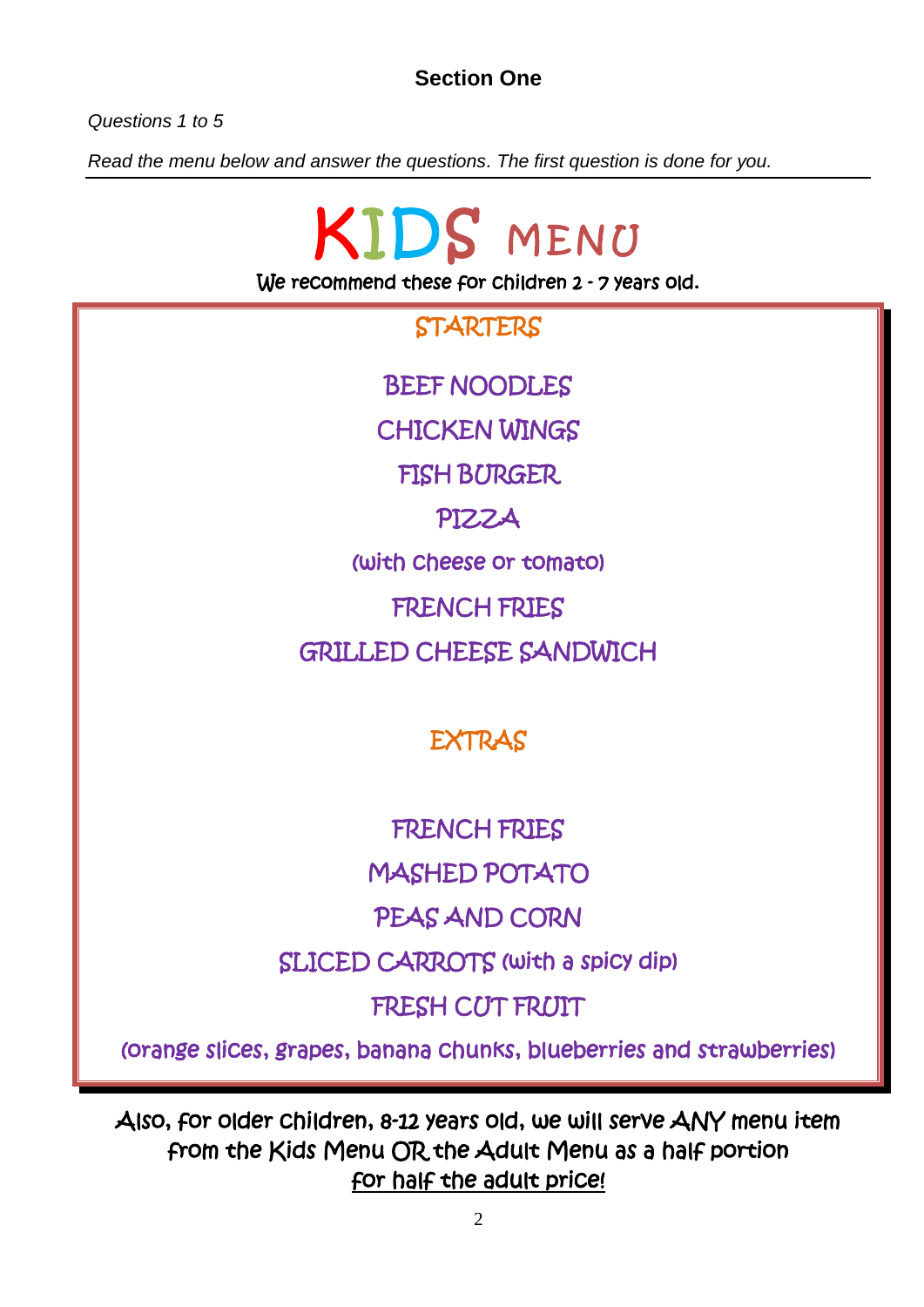## Section One

*Questions 1 to 5*

*Read the menu below and answer the questions. The first question is done for you.*

# KIDS MENU

We recommend these for children 2 - 7 years old.

### STARTERS

BEEF NOODLES

CHICKEN WINGS

FISH BURGER

PIZZA

(with cheese or tomato)

FRENCH FRIES

GRILLED CHEESE SANDWICH

### EXTRAS

FRENCH FRIES

MASHED POTATO

PEAS AND CORN

SLICED CARROTS (with a spicy dip)

FRESH CUT FRUIT

(orange slices, grapes, banana chunks, blueberries and strawberries)

Also, for older children, 8-12 years old, we will serve ANY menu item from the Kids Menu OR the Adult Menu as a half portion <u>for half the adult price!</u>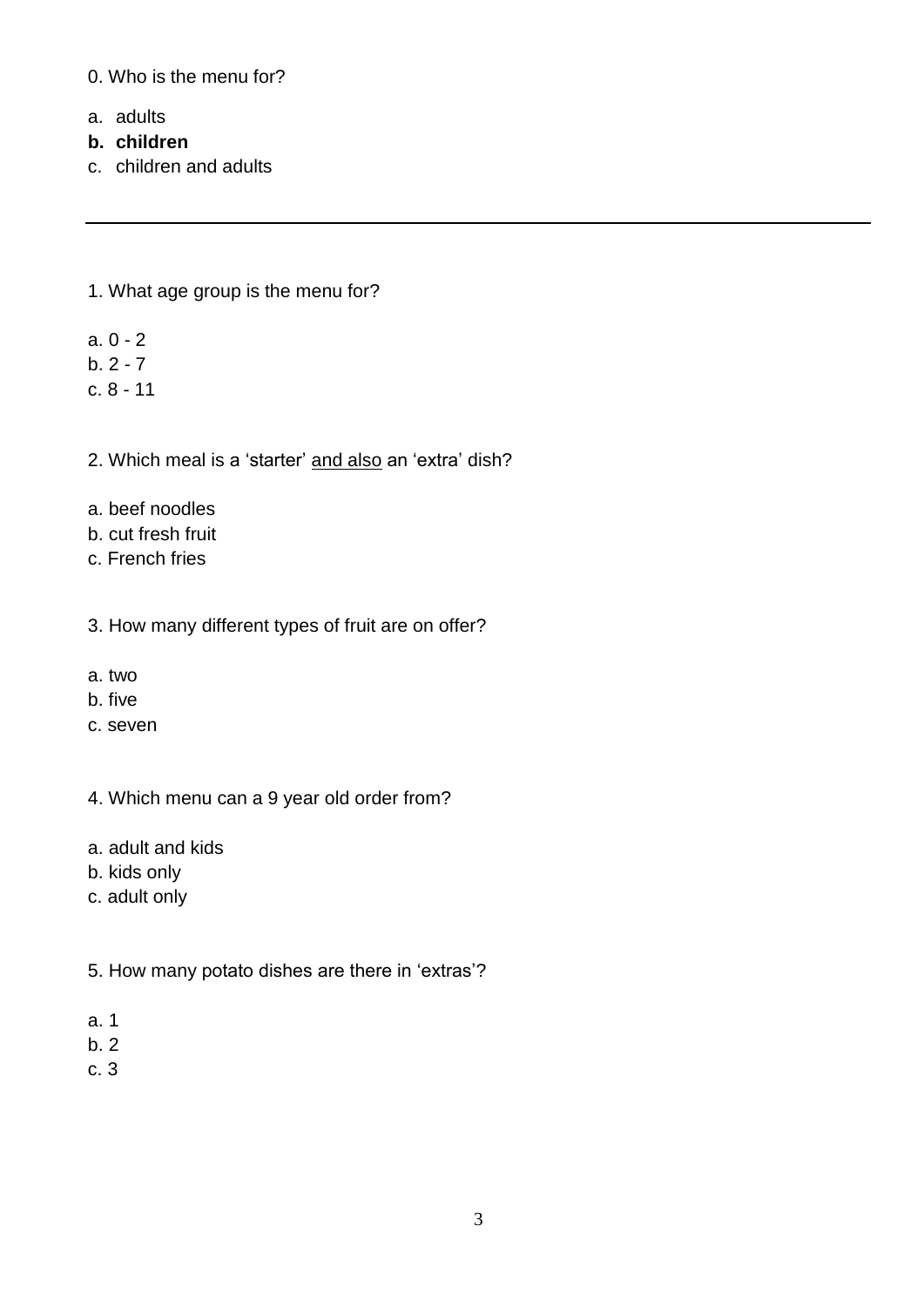0. Who is the menu for?

a. adults
**b. children**
c. children and adults

---

1. What age group is the menu for?

a. 0 - 2
b. 2 - 7
c. 8 - 11

2. Which meal is a 'starter' <u>and also</u> an 'extra' dish?

a. beef noodles
b. cut fresh fruit
c. French fries

3. How many different types of fruit are on offer?

a. two
b. five
c. seven

4. Which menu can a 9 year old order from?

a. adult and kids
b. kids only
c. adult only

5. How many potato dishes are there in 'extras'?

a. 1
b. 2
c. 3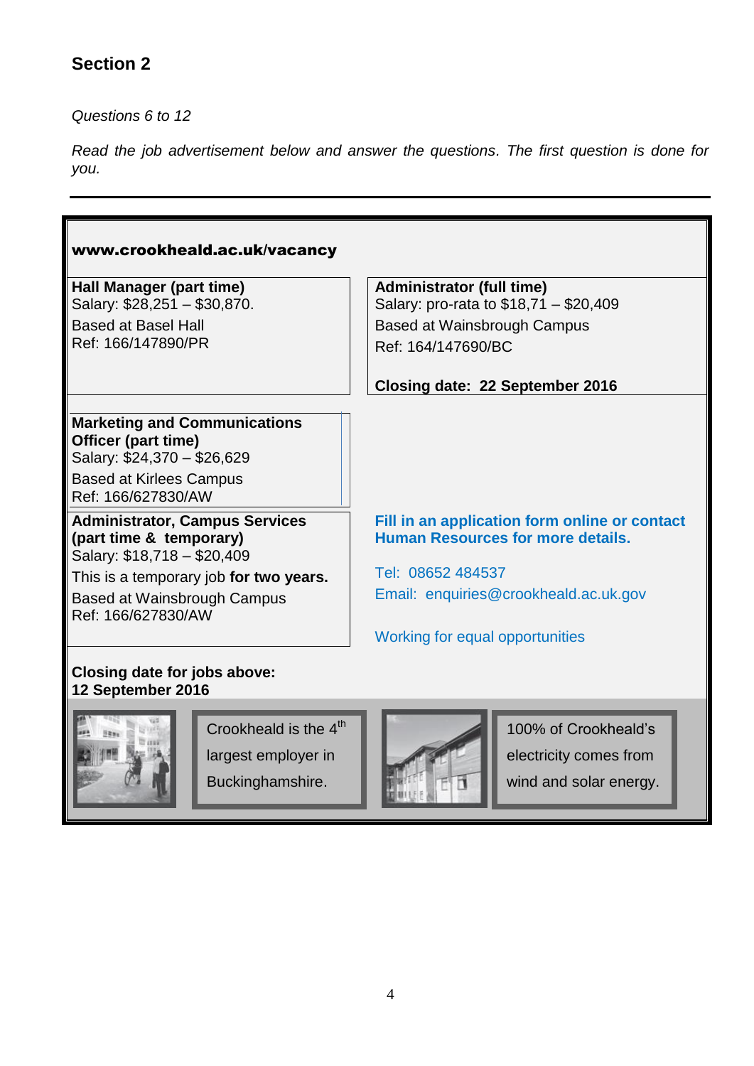## Section 2

*Questions 6 to 12*

*Read the job advertisement below and answer the questions. The first question is done for you.*

---

**www.crookheald.ac.uk/vacancy**

**Hall Manager (part time)**
Salary: $28,251 – $30,870.
Based at Basel Hall
Ref: 166/147890/PR

**Administrator (full time)**
Salary: pro-rata to $18,71 – $20,409
Based at Wainsbrough Campus
Ref: 164/147690/BC

**Closing date: 22 September 2016**

**Marketing and Communications Officer (part time)**
Salary: $24,370 – $26,629
Based at Kirlees Campus
Ref: 166/627830/AW

**Administrator, Campus Services (part time & temporary)**
Salary: $18,718 – $20,409
This is a temporary job **for two years.**
Based at Wainsbrough Campus
Ref: 166/627830/AW

**Closing date for jobs above:**
**12 September 2016**

**Fill in an application form online or contact Human Resources for more details.**

Tel: 08652 484537
Email: enquiries@crookheald.ac.uk.gov

Working for equal opportunities

Crookheald is the 4th largest employer in Buckinghamshire.

100% of Crookheald's electricity comes from wind and solar energy.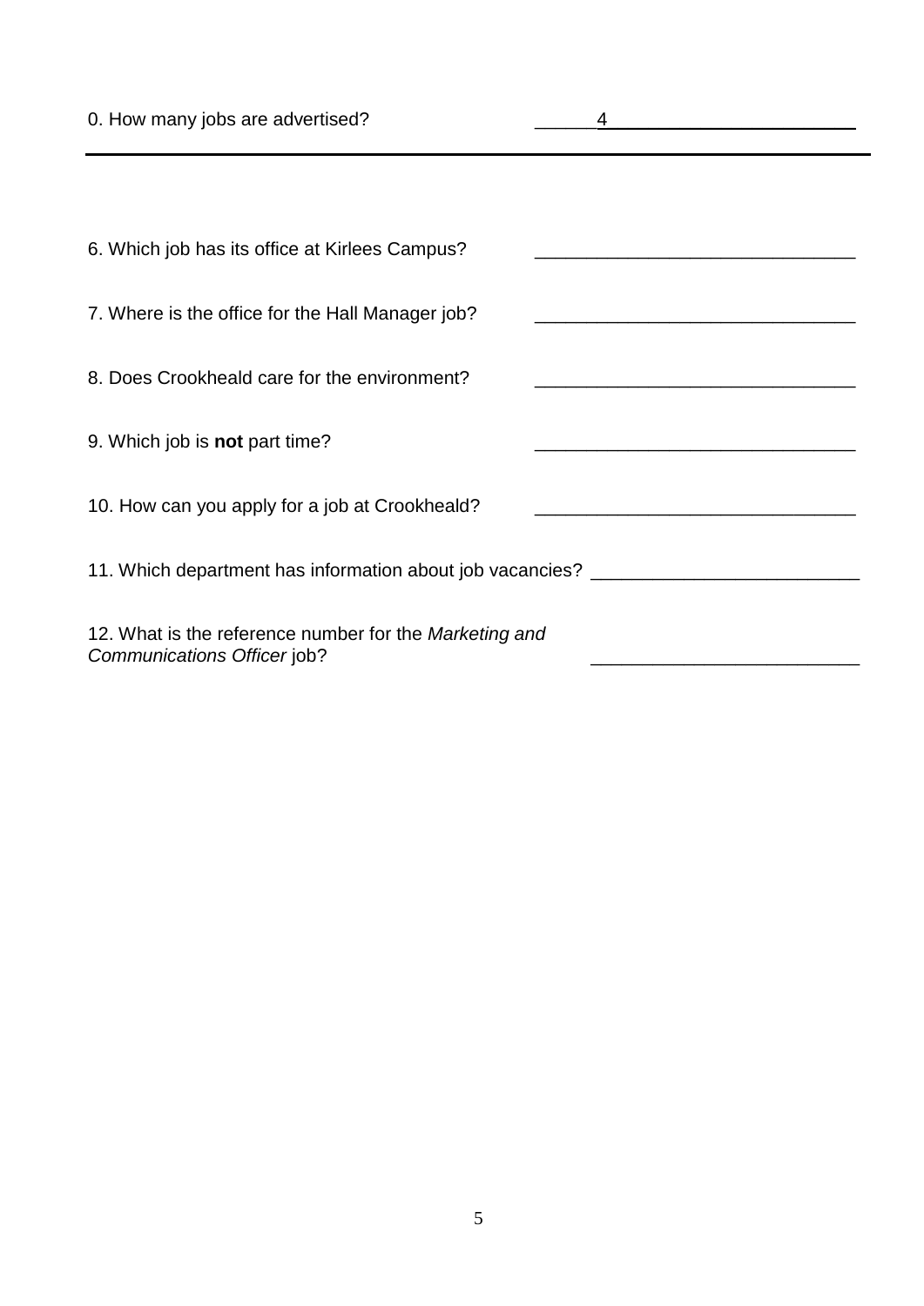0. How many jobs are advertised? ______4________________________

---

6. Which job has its office at Kirlees Campus? ______________________________

7. Where is the office for the Hall Manager job? ______________________________

8. Does Crookheald care for the environment? ______________________________

9. Which job is **not** part time? ______________________________

10. How can you apply for a job at Crookheald? ______________________________

11. Which department has information about job vacancies? _________________________

12. What is the reference number for the *Marketing and Communications Officer* job? _________________________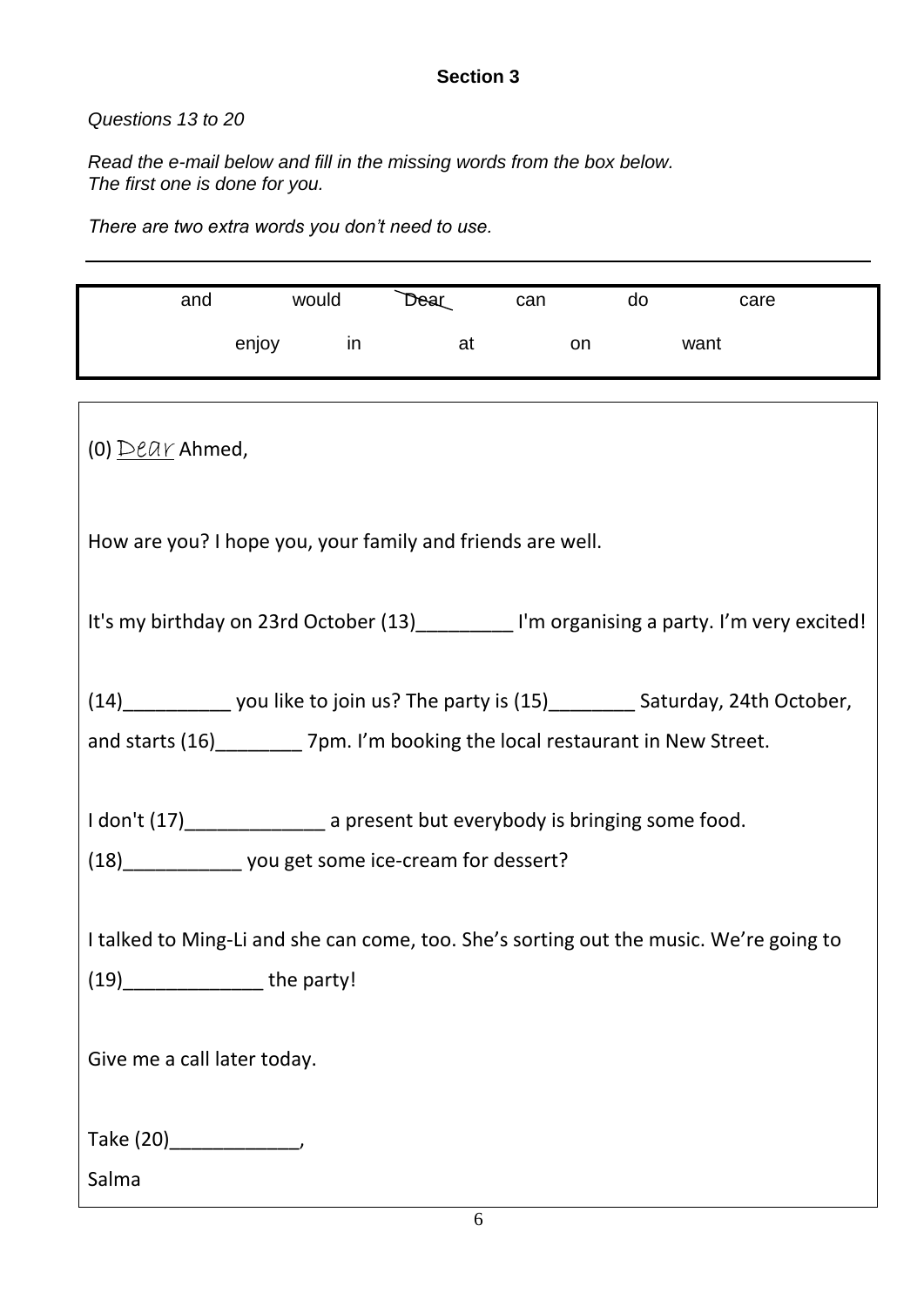**Section 3**

*Questions 13 to 20*

*Read the e-mail below and fill in the missing words from the box below.*
*The first one is done for you.*

*There are two extra words you don't need to use.*

---

| and | would | ~~Dear~~ | can | do | care |
|---|---|---|---|---|---|
| enjoy | in | at | on | want | |

(0) Dear Ahmed,

How are you? I hope you, your family and friends are well.

It's my birthday on 23rd October (13)_________ I'm organising a party. I'm very excited!

(14)__________ you like to join us? The party is (15)________ Saturday, 24th October, and starts (16)________ 7pm. I'm booking the local restaurant in New Street.

I don't (17)_____________ a present but everybody is bringing some food.
(18)___________ you get some ice-cream for dessert?

I talked to Ming-Li and she can come, too. She's sorting out the music. We're going to (19)_____________ the party!

Give me a call later today.

Take (20)____________,

Salma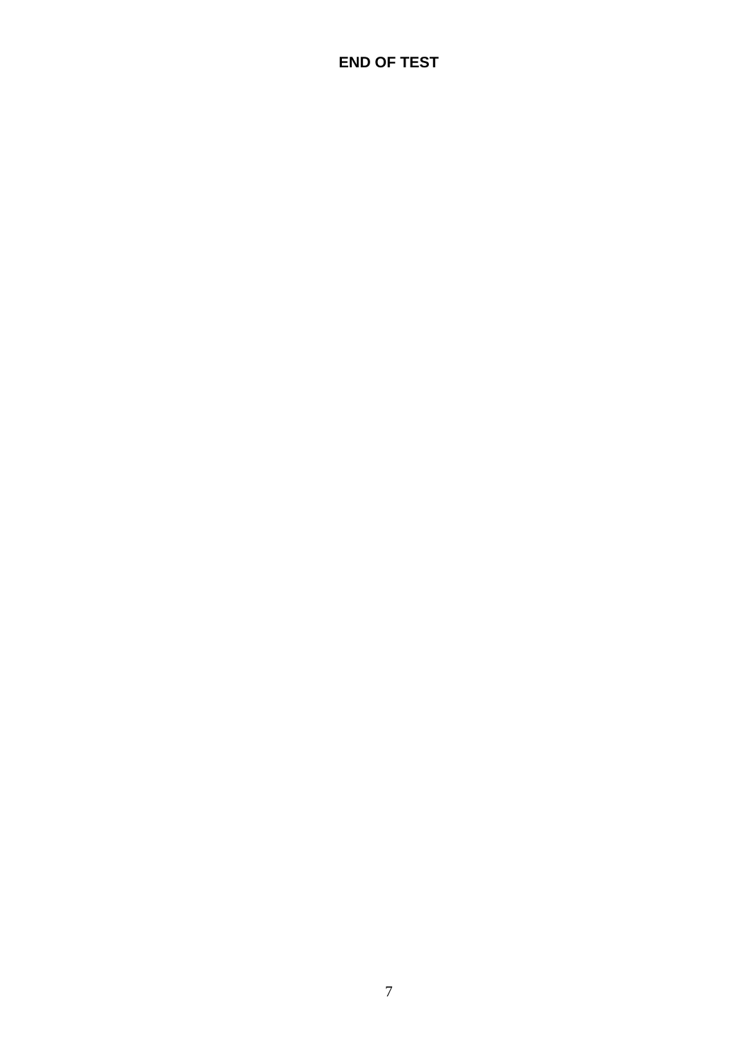**END OF TEST**